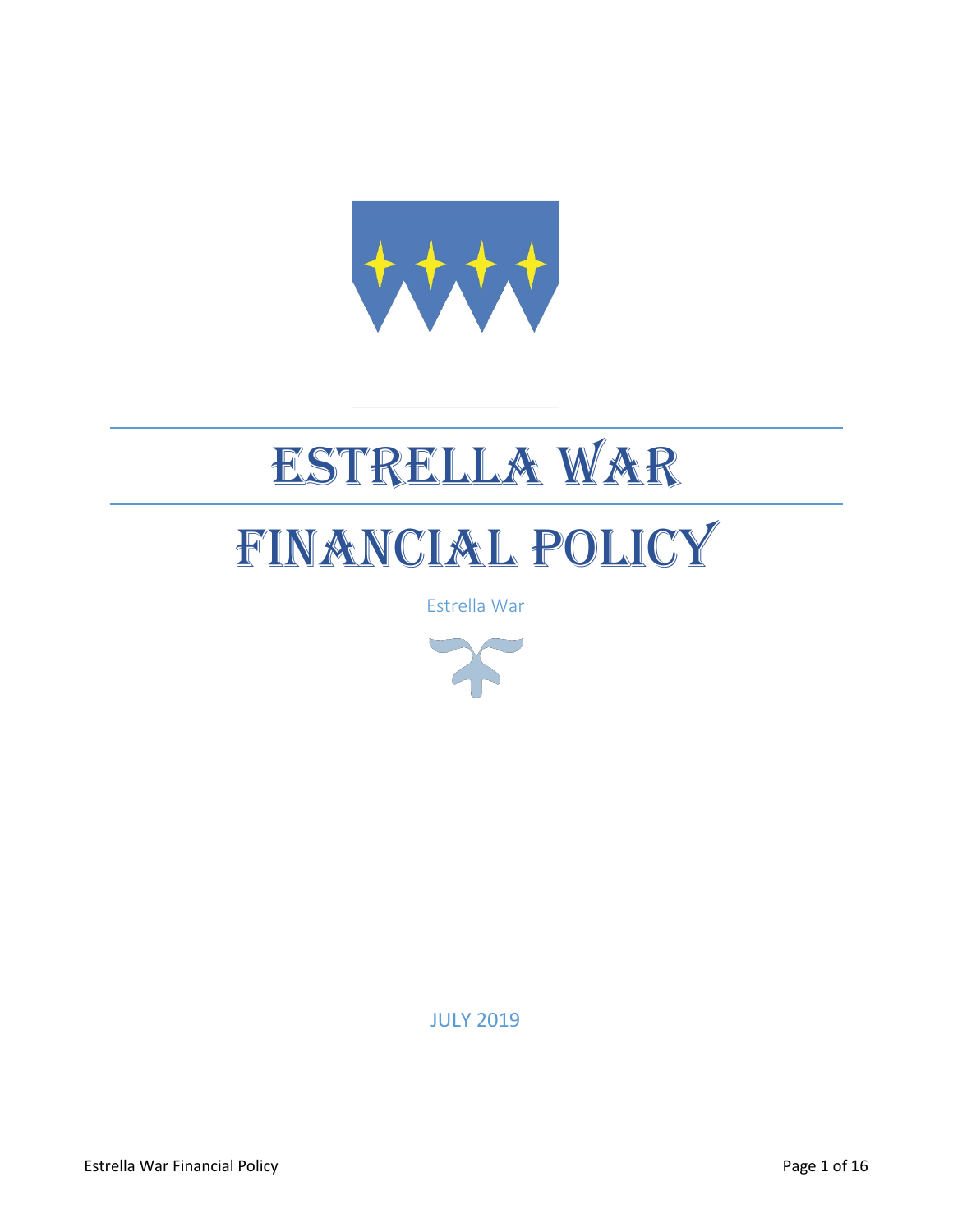# Estrella War

# Financial Policy

Estrella War

JULY 2019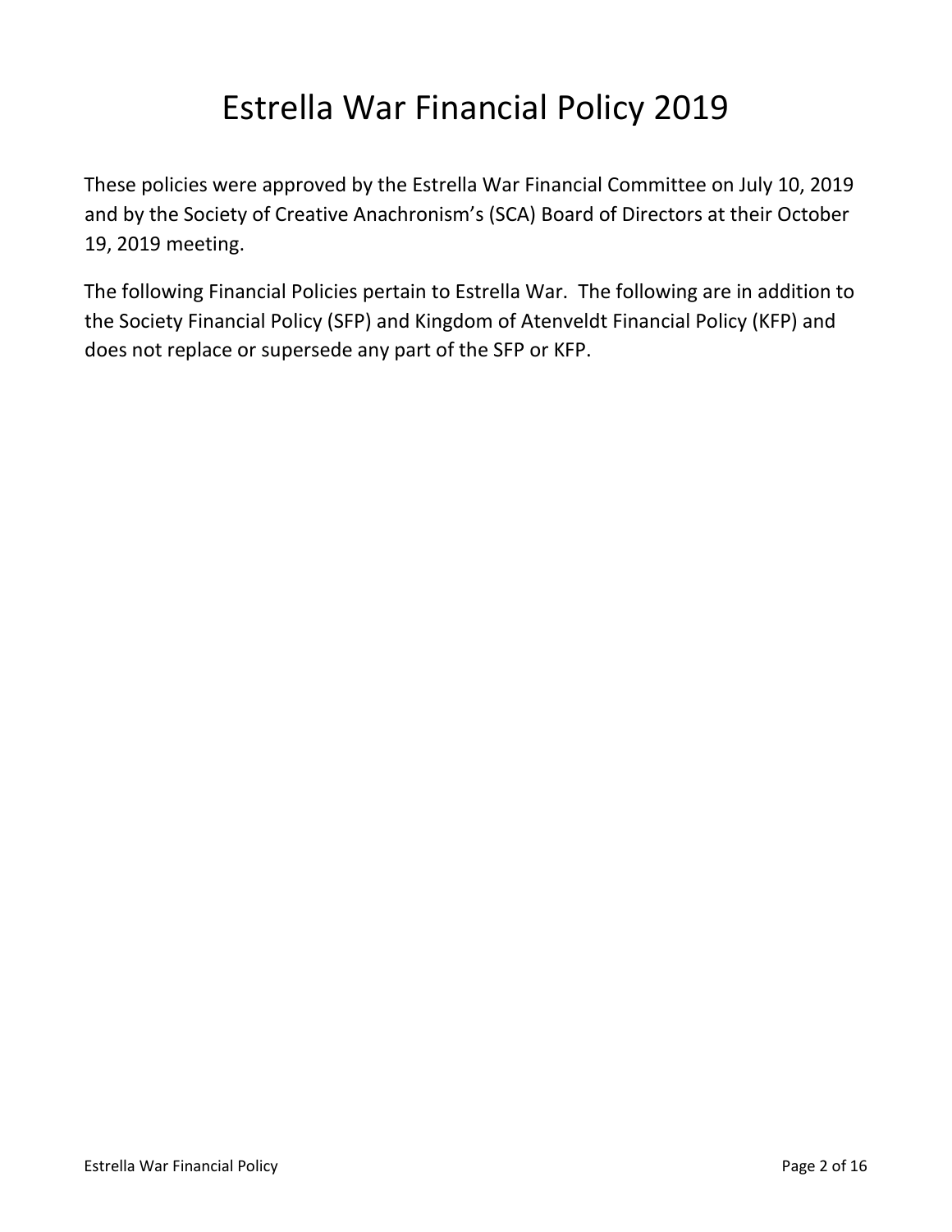# Estrella War Financial Policy 2019

These policies were approved by the Estrella War Financial Committee on July 10, 2019 and by the Society of Creative Anachronism's (SCA) Board of Directors at their October 19, 2019 meeting.

The following Financial Policies pertain to Estrella War. The following are in addition to the Society Financial Policy (SFP) and Kingdom of Atenveldt Financial Policy (KFP) and does not replace or supersede any part of the SFP or KFP.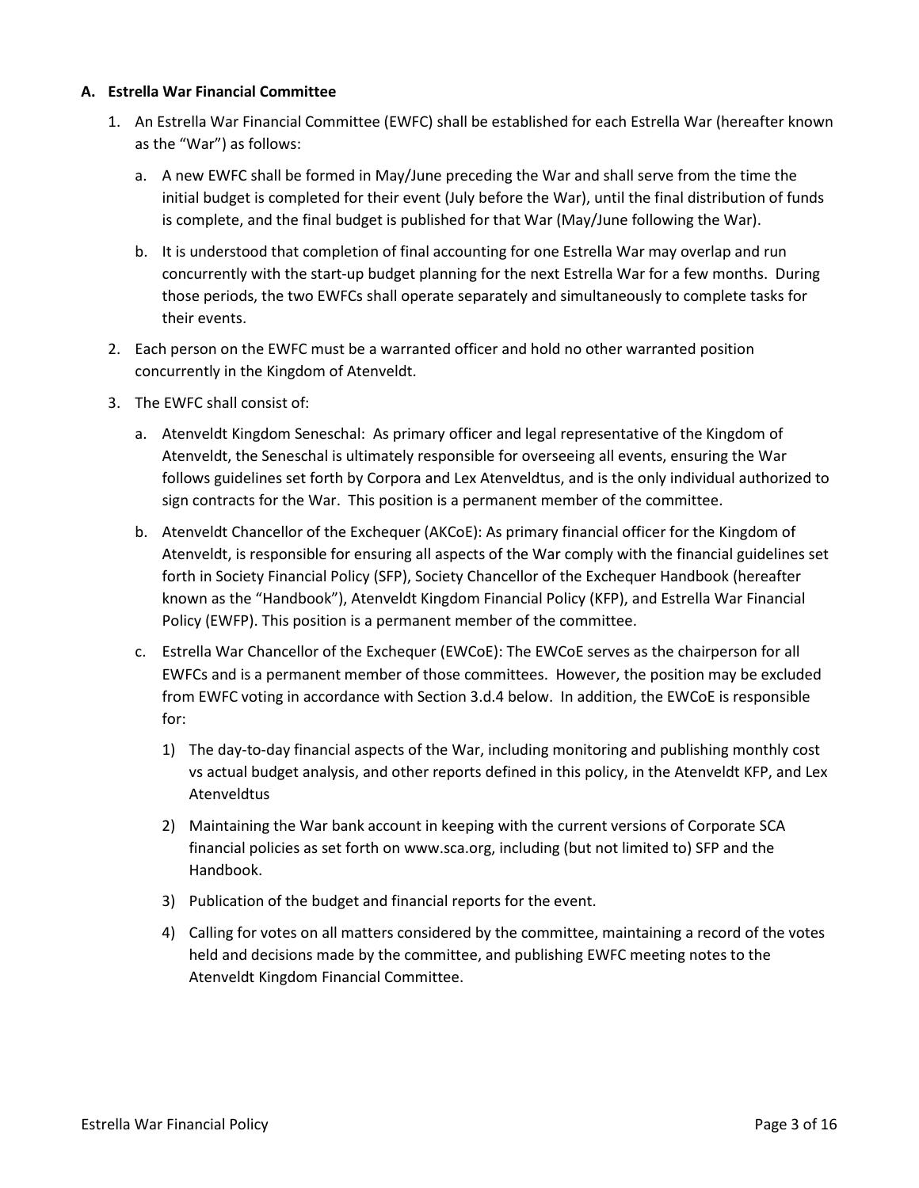**A. Estrella War Financial Committee**

1. An Estrella War Financial Committee (EWFC) shall be established for each Estrella War (hereafter known as the "War") as follows:

   a. A new EWFC shall be formed in May/June preceding the War and shall serve from the time the initial budget is completed for their event (July before the War), until the final distribution of funds is complete, and the final budget is published for that War (May/June following the War).

   b. It is understood that completion of final accounting for one Estrella War may overlap and run concurrently with the start-up budget planning for the next Estrella War for a few months. During those periods, the two EWFCs shall operate separately and simultaneously to complete tasks for their events.

2. Each person on the EWFC must be a warranted officer and hold no other warranted position concurrently in the Kingdom of Atenveldt.

3. The EWFC shall consist of:

   a. Atenveldt Kingdom Seneschal: As primary officer and legal representative of the Kingdom of Atenveldt, the Seneschal is ultimately responsible for overseeing all events, ensuring the War follows guidelines set forth by Corpora and Lex Atenveldtus, and is the only individual authorized to sign contracts for the War. This position is a permanent member of the committee.

   b. Atenveldt Chancellor of the Exchequer (AKCoE): As primary financial officer for the Kingdom of Atenveldt, is responsible for ensuring all aspects of the War comply with the financial guidelines set forth in Society Financial Policy (SFP), Society Chancellor of the Exchequer Handbook (hereafter known as the "Handbook"), Atenveldt Kingdom Financial Policy (KFP), and Estrella War Financial Policy (EWFP). This position is a permanent member of the committee.

   c. Estrella War Chancellor of the Exchequer (EWCoE): The EWCoE serves as the chairperson for all EWFCs and is a permanent member of those committees. However, the position may be excluded from EWFC voting in accordance with Section 3.d.4 below. In addition, the EWCoE is responsible for:

      1) The day-to-day financial aspects of the War, including monitoring and publishing monthly cost vs actual budget analysis, and other reports defined in this policy, in the Atenveldt KFP, and Lex Atenveldtus

      2) Maintaining the War bank account in keeping with the current versions of Corporate SCA financial policies as set forth on www.sca.org, including (but not limited to) SFP and the Handbook.

      3) Publication of the budget and financial reports for the event.

      4) Calling for votes on all matters considered by the committee, maintaining a record of the votes held and decisions made by the committee, and publishing EWFC meeting notes to the Atenveldt Kingdom Financial Committee.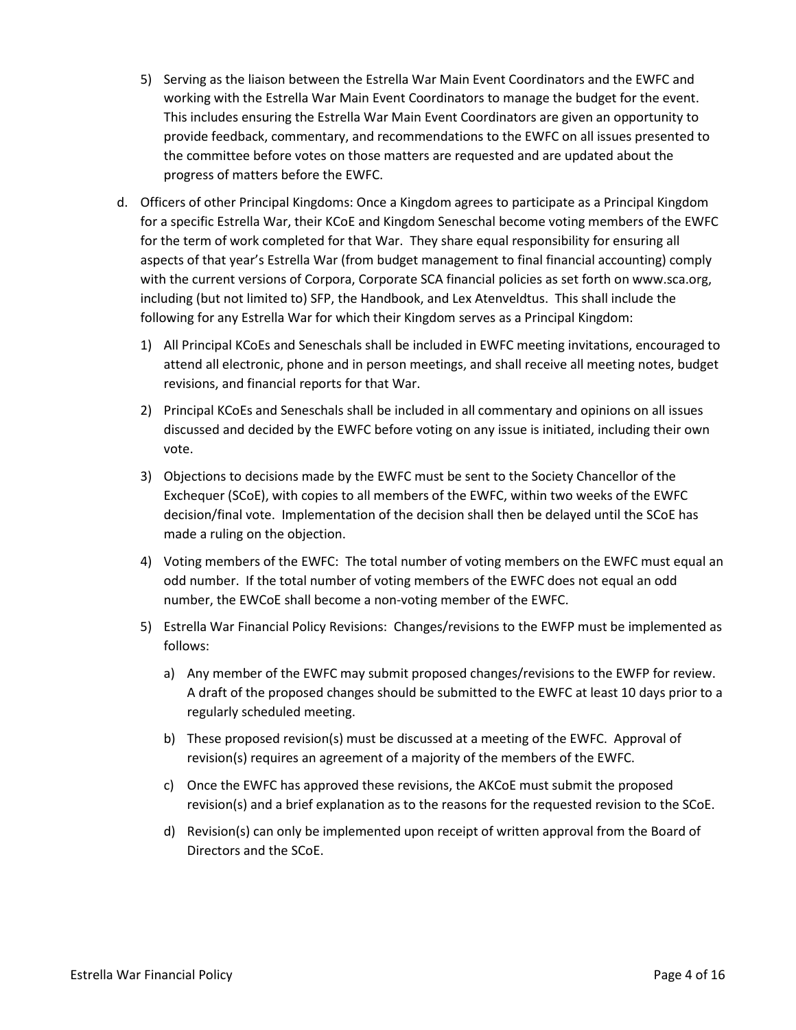5) Serving as the liaison between the Estrella War Main Event Coordinators and the EWFC and working with the Estrella War Main Event Coordinators to manage the budget for the event. This includes ensuring the Estrella War Main Event Coordinators are given an opportunity to provide feedback, commentary, and recommendations to the EWFC on all issues presented to the committee before votes on those matters are requested and are updated about the progress of matters before the EWFC.

d. Officers of other Principal Kingdoms: Once a Kingdom agrees to participate as a Principal Kingdom for a specific Estrella War, their KCoE and Kingdom Seneschal become voting members of the EWFC for the term of work completed for that War. They share equal responsibility for ensuring all aspects of that year's Estrella War (from budget management to final financial accounting) comply with the current versions of Corpora, Corporate SCA financial policies as set forth on www.sca.org, including (but not limited to) SFP, the Handbook, and Lex Atenveldtus. This shall include the following for any Estrella War for which their Kingdom serves as a Principal Kingdom:

   1) All Principal KCoEs and Seneschals shall be included in EWFC meeting invitations, encouraged to attend all electronic, phone and in person meetings, and shall receive all meeting notes, budget revisions, and financial reports for that War.

   2) Principal KCoEs and Seneschals shall be included in all commentary and opinions on all issues discussed and decided by the EWFC before voting on any issue is initiated, including their own vote.

   3) Objections to decisions made by the EWFC must be sent to the Society Chancellor of the Exchequer (SCoE), with copies to all members of the EWFC, within two weeks of the EWFC decision/final vote. Implementation of the decision shall then be delayed until the SCoE has made a ruling on the objection.

   4) Voting members of the EWFC: The total number of voting members on the EWFC must equal an odd number. If the total number of voting members of the EWFC does not equal an odd number, the EWCoE shall become a non-voting member of the EWFC.

   5) Estrella War Financial Policy Revisions: Changes/revisions to the EWFP must be implemented as follows:

      a) Any member of the EWFC may submit proposed changes/revisions to the EWFP for review. A draft of the proposed changes should be submitted to the EWFC at least 10 days prior to a regularly scheduled meeting.

      b) These proposed revision(s) must be discussed at a meeting of the EWFC. Approval of revision(s) requires an agreement of a majority of the members of the EWFC.

      c) Once the EWFC has approved these revisions, the AKCoE must submit the proposed revision(s) and a brief explanation as to the reasons for the requested revision to the SCoE.

      d) Revision(s) can only be implemented upon receipt of written approval from the Board of Directors and the SCoE.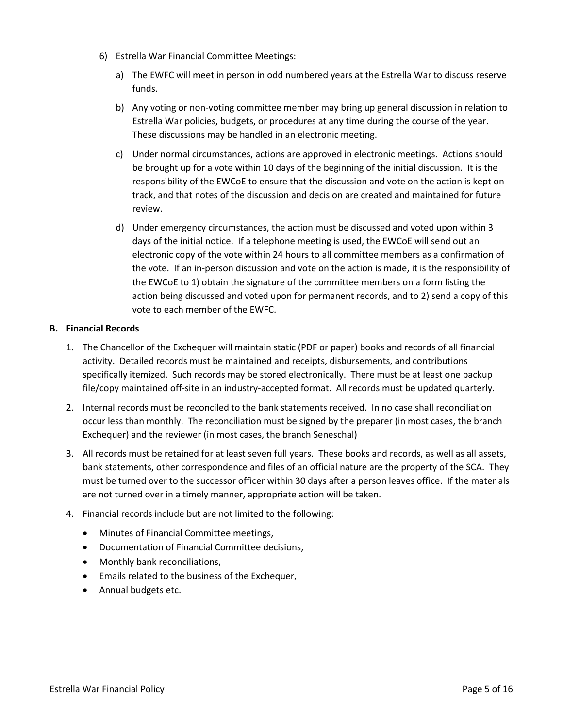6) Estrella War Financial Committee Meetings:

   a) The EWFC will meet in person in odd numbered years at the Estrella War to discuss reserve funds.

   b) Any voting or non-voting committee member may bring up general discussion in relation to Estrella War policies, budgets, or procedures at any time during the course of the year. These discussions may be handled in an electronic meeting.

   c) Under normal circumstances, actions are approved in electronic meetings. Actions should be brought up for a vote within 10 days of the beginning of the initial discussion. It is the responsibility of the EWCoE to ensure that the discussion and vote on the action is kept on track, and that notes of the discussion and decision are created and maintained for future review.

   d) Under emergency circumstances, the action must be discussed and voted upon within 3 days of the initial notice. If a telephone meeting is used, the EWCoE will send out an electronic copy of the vote within 24 hours to all committee members as a confirmation of the vote. If an in-person discussion and vote on the action is made, it is the responsibility of the EWCoE to 1) obtain the signature of the committee members on a form listing the action being discussed and voted upon for permanent records, and to 2) send a copy of this vote to each member of the EWFC.

**B. Financial Records**

1. The Chancellor of the Exchequer will maintain static (PDF or paper) books and records of all financial activity. Detailed records must be maintained and receipts, disbursements, and contributions specifically itemized. Such records may be stored electronically. There must be at least one backup file/copy maintained off-site in an industry-accepted format. All records must be updated quarterly.

2. Internal records must be reconciled to the bank statements received. In no case shall reconciliation occur less than monthly. The reconciliation must be signed by the preparer (in most cases, the branch Exchequer) and the reviewer (in most cases, the branch Seneschal)

3. All records must be retained for at least seven full years. These books and records, as well as all assets, bank statements, other correspondence and files of an official nature are the property of the SCA. They must be turned over to the successor officer within 30 days after a person leaves office. If the materials are not turned over in a timely manner, appropriate action will be taken.

4. Financial records include but are not limited to the following:

   - Minutes of Financial Committee meetings,
   - Documentation of Financial Committee decisions,
   - Monthly bank reconciliations,
   - Emails related to the business of the Exchequer,
   - Annual budgets etc.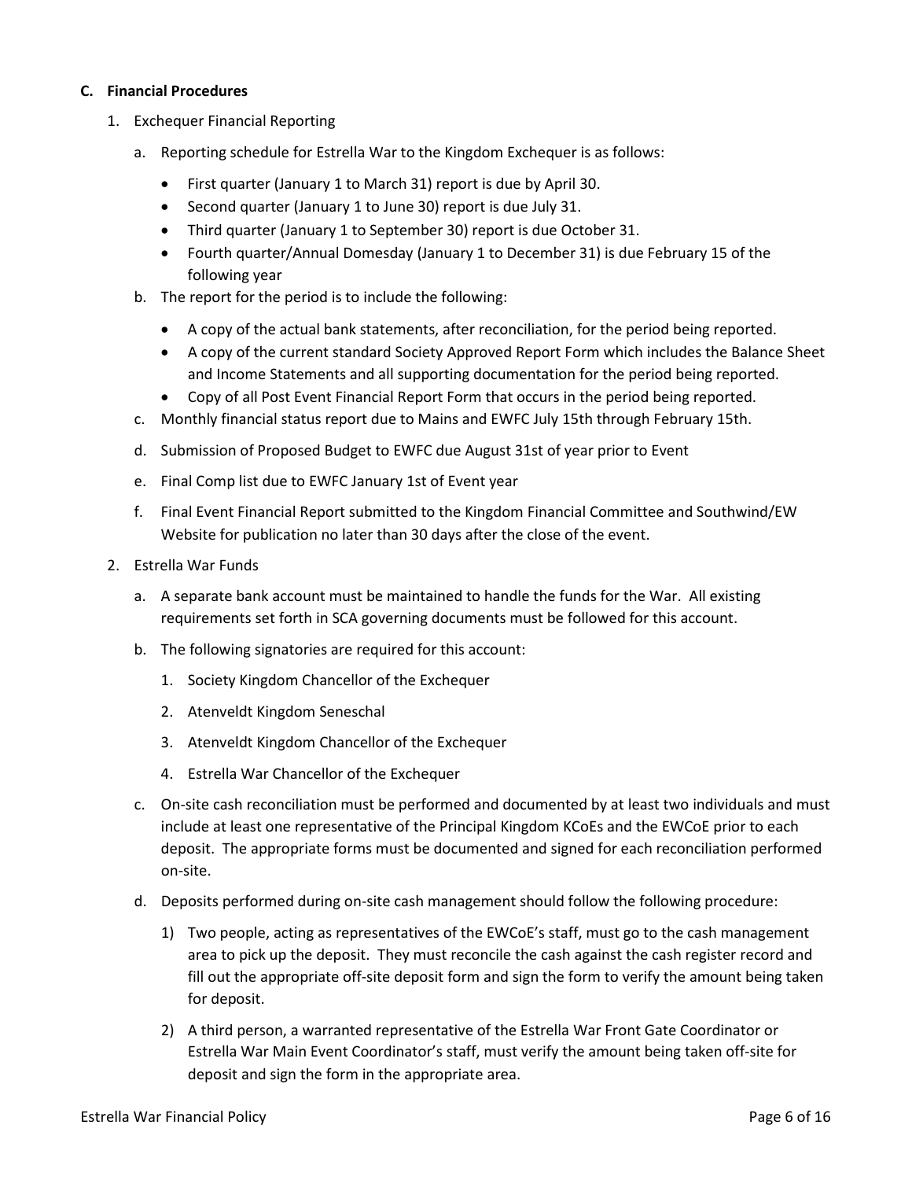**C. Financial Procedures**

1. Exchequer Financial Reporting

   a. Reporting schedule for Estrella War to the Kingdom Exchequer is as follows:

      - First quarter (January 1 to March 31) report is due by April 30.
      - Second quarter (January 1 to June 30) report is due July 31.
      - Third quarter (January 1 to September 30) report is due October 31.
      - Fourth quarter/Annual Domesday (January 1 to December 31) is due February 15 of the following year

   b. The report for the period is to include the following:

      - A copy of the actual bank statements, after reconciliation, for the period being reported.
      - A copy of the current standard Society Approved Report Form which includes the Balance Sheet and Income Statements and all supporting documentation for the period being reported.
      - Copy of all Post Event Financial Report Form that occurs in the period being reported.

   c. Monthly financial status report due to Mains and EWFC July 15th through February 15th.

   d. Submission of Proposed Budget to EWFC due August 31st of year prior to Event

   e. Final Comp list due to EWFC January 1st of Event year

   f. Final Event Financial Report submitted to the Kingdom Financial Committee and Southwind/EW Website for publication no later than 30 days after the close of the event.

2. Estrella War Funds

   a. A separate bank account must be maintained to handle the funds for the War. All existing requirements set forth in SCA governing documents must be followed for this account.

   b. The following signatories are required for this account:

      1. Society Kingdom Chancellor of the Exchequer
      2. Atenveldt Kingdom Seneschal
      3. Atenveldt Kingdom Chancellor of the Exchequer
      4. Estrella War Chancellor of the Exchequer

   c. On-site cash reconciliation must be performed and documented by at least two individuals and must include at least one representative of the Principal Kingdom KCoEs and the EWCoE prior to each deposit. The appropriate forms must be documented and signed for each reconciliation performed on-site.

   d. Deposits performed during on-site cash management should follow the following procedure:

      1) Two people, acting as representatives of the EWCoE's staff, must go to the cash management area to pick up the deposit. They must reconcile the cash against the cash register record and fill out the appropriate off-site deposit form and sign the form to verify the amount being taken for deposit.

      2) A third person, a warranted representative of the Estrella War Front Gate Coordinator or Estrella War Main Event Coordinator's staff, must verify the amount being taken off-site for deposit and sign the form in the appropriate area.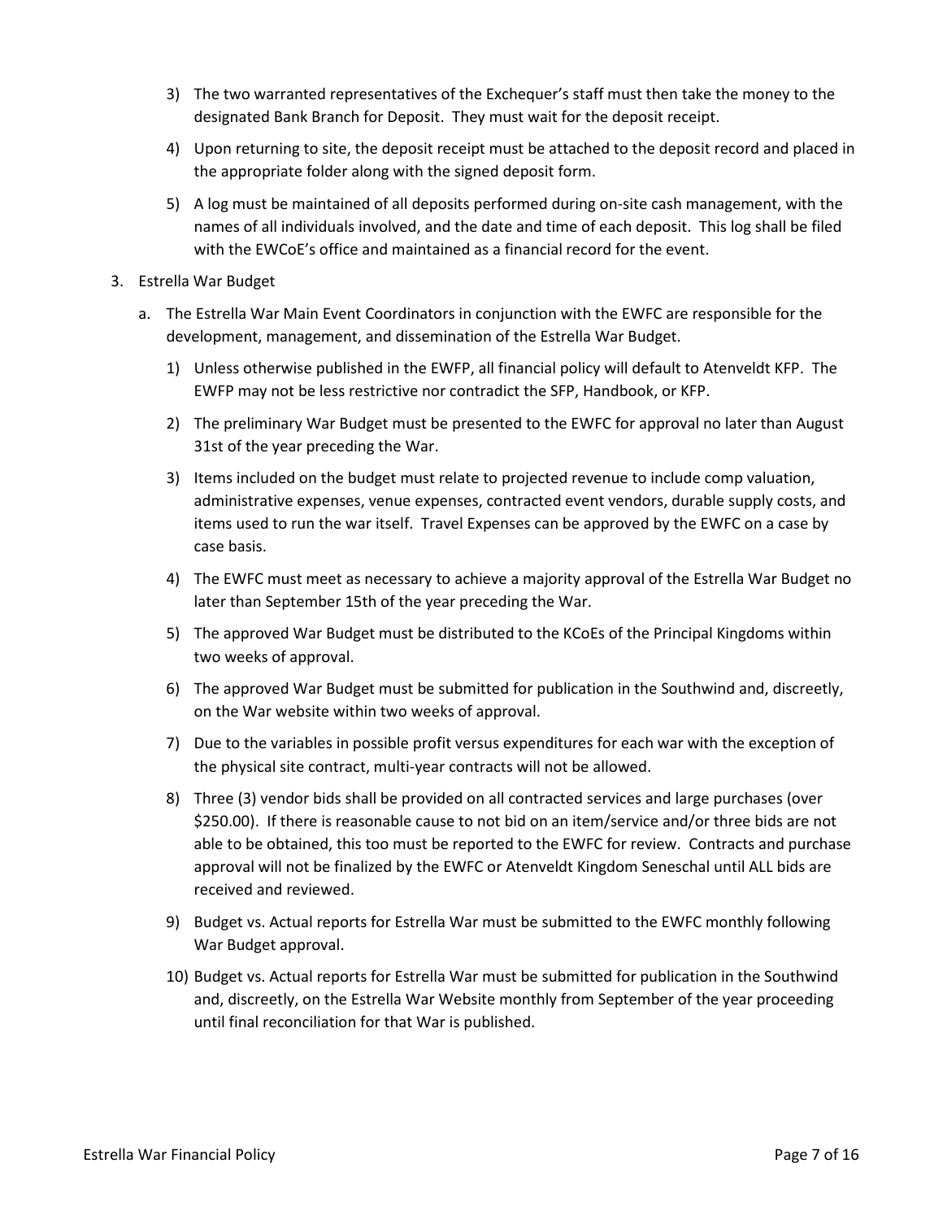3) The two warranted representatives of the Exchequer's staff must then take the money to the designated Bank Branch for Deposit. They must wait for the deposit receipt.

4) Upon returning to site, the deposit receipt must be attached to the deposit record and placed in the appropriate folder along with the signed deposit form.

5) A log must be maintained of all deposits performed during on-site cash management, with the names of all individuals involved, and the date and time of each deposit. This log shall be filed with the EWCoE's office and maintained as a financial record for the event.

3. Estrella War Budget

   a. The Estrella War Main Event Coordinators in conjunction with the EWFC are responsible for the development, management, and dissemination of the Estrella War Budget.

      1) Unless otherwise published in the EWFP, all financial policy will default to Atenveldt KFP. The EWFP may not be less restrictive nor contradict the SFP, Handbook, or KFP.

      2) The preliminary War Budget must be presented to the EWFC for approval no later than August 31st of the year preceding the War.

      3) Items included on the budget must relate to projected revenue to include comp valuation, administrative expenses, venue expenses, contracted event vendors, durable supply costs, and items used to run the war itself. Travel Expenses can be approved by the EWFC on a case by case basis.

      4) The EWFC must meet as necessary to achieve a majority approval of the Estrella War Budget no later than September 15th of the year preceding the War.

      5) The approved War Budget must be distributed to the KCoEs of the Principal Kingdoms within two weeks of approval.

      6) The approved War Budget must be submitted for publication in the Southwind and, discreetly, on the War website within two weeks of approval.

      7) Due to the variables in possible profit versus expenditures for each war with the exception of the physical site contract, multi-year contracts will not be allowed.

      8) Three (3) vendor bids shall be provided on all contracted services and large purchases (over $250.00). If there is reasonable cause to not bid on an item/service and/or three bids are not able to be obtained, this too must be reported to the EWFC for review. Contracts and purchase approval will not be finalized by the EWFC or Atenveldt Kingdom Seneschal until ALL bids are received and reviewed.

      9) Budget vs. Actual reports for Estrella War must be submitted to the EWFC monthly following War Budget approval.

      10) Budget vs. Actual reports for Estrella War must be submitted for publication in the Southwind and, discreetly, on the Estrella War Website monthly from September of the year proceeding until final reconciliation for that War is published.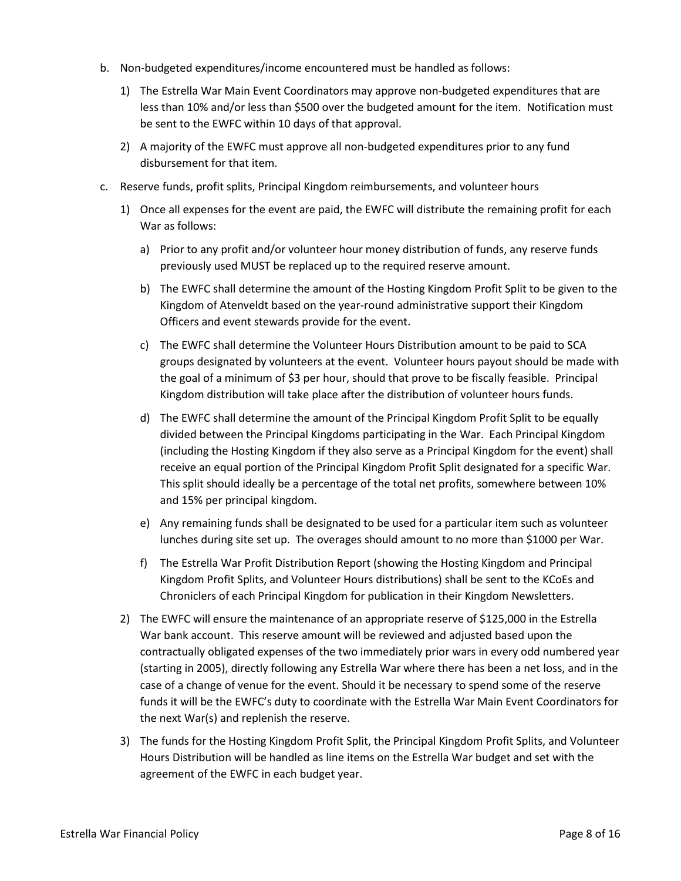b. Non-budgeted expenditures/income encountered must be handled as follows:

   1) The Estrella War Main Event Coordinators may approve non-budgeted expenditures that are less than 10% and/or less than $500 over the budgeted amount for the item. Notification must be sent to the EWFC within 10 days of that approval.

   2) A majority of the EWFC must approve all non-budgeted expenditures prior to any fund disbursement for that item.

c. Reserve funds, profit splits, Principal Kingdom reimbursements, and volunteer hours

   1) Once all expenses for the event are paid, the EWFC will distribute the remaining profit for each War as follows:

      a) Prior to any profit and/or volunteer hour money distribution of funds, any reserve funds previously used MUST be replaced up to the required reserve amount.

      b) The EWFC shall determine the amount of the Hosting Kingdom Profit Split to be given to the Kingdom of Atenveldt based on the year-round administrative support their Kingdom Officers and event stewards provide for the event.

      c) The EWFC shall determine the Volunteer Hours Distribution amount to be paid to SCA groups designated by volunteers at the event. Volunteer hours payout should be made with the goal of a minimum of $3 per hour, should that prove to be fiscally feasible. Principal Kingdom distribution will take place after the distribution of volunteer hours funds.

      d) The EWFC shall determine the amount of the Principal Kingdom Profit Split to be equally divided between the Principal Kingdoms participating in the War. Each Principal Kingdom (including the Hosting Kingdom if they also serve as a Principal Kingdom for the event) shall receive an equal portion of the Principal Kingdom Profit Split designated for a specific War. This split should ideally be a percentage of the total net profits, somewhere between 10% and 15% per principal kingdom.

      e) Any remaining funds shall be designated to be used for a particular item such as volunteer lunches during site set up. The overages should amount to no more than $1000 per War.

      f) The Estrella War Profit Distribution Report (showing the Hosting Kingdom and Principal Kingdom Profit Splits, and Volunteer Hours distributions) shall be sent to the KCoEs and Chroniclers of each Principal Kingdom for publication in their Kingdom Newsletters.

   2) The EWFC will ensure the maintenance of an appropriate reserve of $125,000 in the Estrella War bank account. This reserve amount will be reviewed and adjusted based upon the contractually obligated expenses of the two immediately prior wars in every odd numbered year (starting in 2005), directly following any Estrella War where there has been a net loss, and in the case of a change of venue for the event. Should it be necessary to spend some of the reserve funds it will be the EWFC's duty to coordinate with the Estrella War Main Event Coordinators for the next War(s) and replenish the reserve.

   3) The funds for the Hosting Kingdom Profit Split, the Principal Kingdom Profit Splits, and Volunteer Hours Distribution will be handled as line items on the Estrella War budget and set with the agreement of the EWFC in each budget year.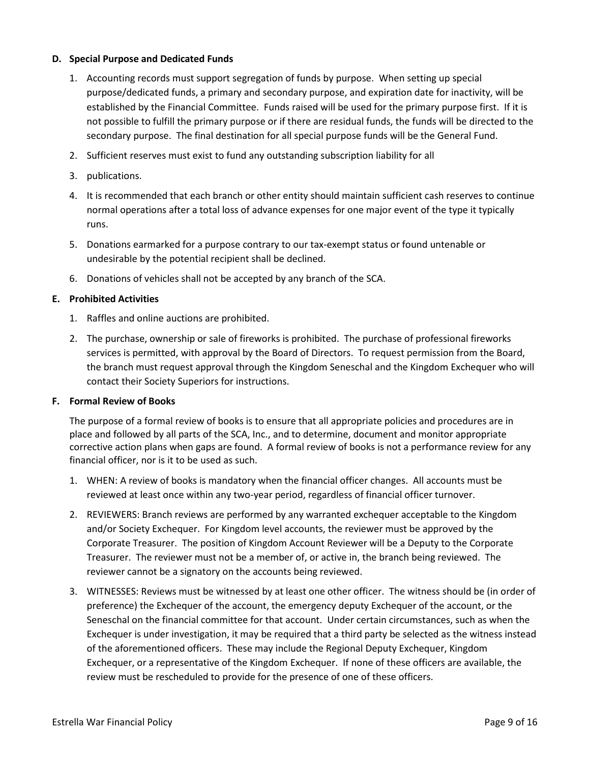**D. Special Purpose and Dedicated Funds**

1. Accounting records must support segregation of funds by purpose. When setting up special purpose/dedicated funds, a primary and secondary purpose, and expiration date for inactivity, will be established by the Financial Committee. Funds raised will be used for the primary purpose first. If it is not possible to fulfill the primary purpose or if there are residual funds, the funds will be directed to the secondary purpose. The final destination for all special purpose funds will be the General Fund.
2. Sufficient reserves must exist to fund any outstanding subscription liability for all
3. publications.
4. It is recommended that each branch or other entity should maintain sufficient cash reserves to continue normal operations after a total loss of advance expenses for one major event of the type it typically runs.
5. Donations earmarked for a purpose contrary to our tax-exempt status or found untenable or undesirable by the potential recipient shall be declined.
6. Donations of vehicles shall not be accepted by any branch of the SCA.

**E. Prohibited Activities**

1. Raffles and online auctions are prohibited.
2. The purchase, ownership or sale of fireworks is prohibited. The purchase of professional fireworks services is permitted, with approval by the Board of Directors. To request permission from the Board, the branch must request approval through the Kingdom Seneschal and the Kingdom Exchequer who will contact their Society Superiors for instructions.

**F. Formal Review of Books**

The purpose of a formal review of books is to ensure that all appropriate policies and procedures are in place and followed by all parts of the SCA, Inc., and to determine, document and monitor appropriate corrective action plans when gaps are found. A formal review of books is not a performance review for any financial officer, nor is it to be used as such.

1. WHEN: A review of books is mandatory when the financial officer changes. All accounts must be reviewed at least once within any two-year period, regardless of financial officer turnover.
2. REVIEWERS: Branch reviews are performed by any warranted exchequer acceptable to the Kingdom and/or Society Exchequer. For Kingdom level accounts, the reviewer must be approved by the Corporate Treasurer. The position of Kingdom Account Reviewer will be a Deputy to the Corporate Treasurer. The reviewer must not be a member of, or active in, the branch being reviewed. The reviewer cannot be a signatory on the accounts being reviewed.
3. WITNESSES: Reviews must be witnessed by at least one other officer. The witness should be (in order of preference) the Exchequer of the account, the emergency deputy Exchequer of the account, or the Seneschal on the financial committee for that account. Under certain circumstances, such as when the Exchequer is under investigation, it may be required that a third party be selected as the witness instead of the aforementioned officers. These may include the Regional Deputy Exchequer, Kingdom Exchequer, or a representative of the Kingdom Exchequer. If none of these officers are available, the review must be rescheduled to provide for the presence of one of these officers.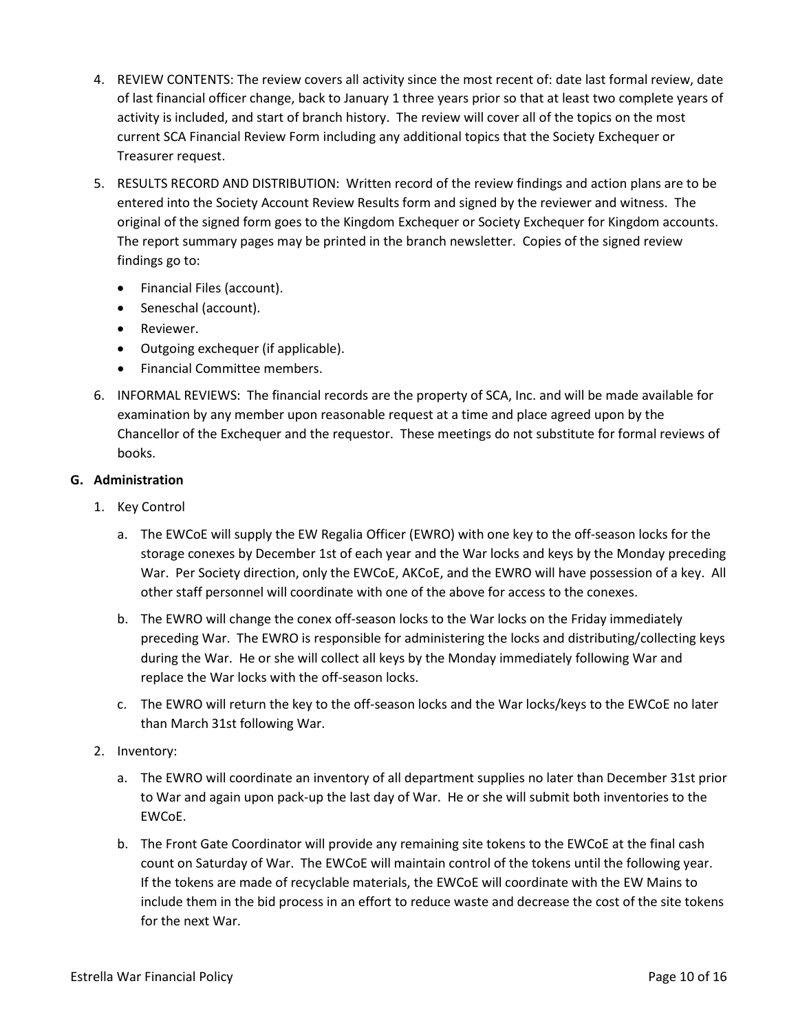4. REVIEW CONTENTS: The review covers all activity since the most recent of: date last formal review, date of last financial officer change, back to January 1 three years prior so that at least two complete years of activity is included, and start of branch history. The review will cover all of the topics on the most current SCA Financial Review Form including any additional topics that the Society Exchequer or Treasurer request.

5. RESULTS RECORD AND DISTRIBUTION: Written record of the review findings and action plans are to be entered into the Society Account Review Results form and signed by the reviewer and witness. The original of the signed form goes to the Kingdom Exchequer or Society Exchequer for Kingdom accounts. The report summary pages may be printed in the branch newsletter. Copies of the signed review findings go to:

   - Financial Files (account).
   - Seneschal (account).
   - Reviewer.
   - Outgoing exchequer (if applicable).
   - Financial Committee members.

6. INFORMAL REVIEWS: The financial records are the property of SCA, Inc. and will be made available for examination by any member upon reasonable request at a time and place agreed upon by the Chancellor of the Exchequer and the requestor. These meetings do not substitute for formal reviews of books.

**G. Administration**

1. Key Control

   a. The EWCoE will supply the EW Regalia Officer (EWRO) with one key to the off-season locks for the storage conexes by December 1st of each year and the War locks and keys by the Monday preceding War. Per Society direction, only the EWCoE, AKCoE, and the EWRO will have possession of a key. All other staff personnel will coordinate with one of the above for access to the conexes.

   b. The EWRO will change the conex off-season locks to the War locks on the Friday immediately preceding War. The EWRO is responsible for administering the locks and distributing/collecting keys during the War. He or she will collect all keys by the Monday immediately following War and replace the War locks with the off-season locks.

   c. The EWRO will return the key to the off-season locks and the War locks/keys to the EWCoE no later than March 31st following War.

2. Inventory:

   a. The EWRO will coordinate an inventory of all department supplies no later than December 31st prior to War and again upon pack-up the last day of War. He or she will submit both inventories to the EWCoE.

   b. The Front Gate Coordinator will provide any remaining site tokens to the EWCoE at the final cash count on Saturday of War. The EWCoE will maintain control of the tokens until the following year. If the tokens are made of recyclable materials, the EWCoE will coordinate with the EW Mains to include them in the bid process in an effort to reduce waste and decrease the cost of the site tokens for the next War.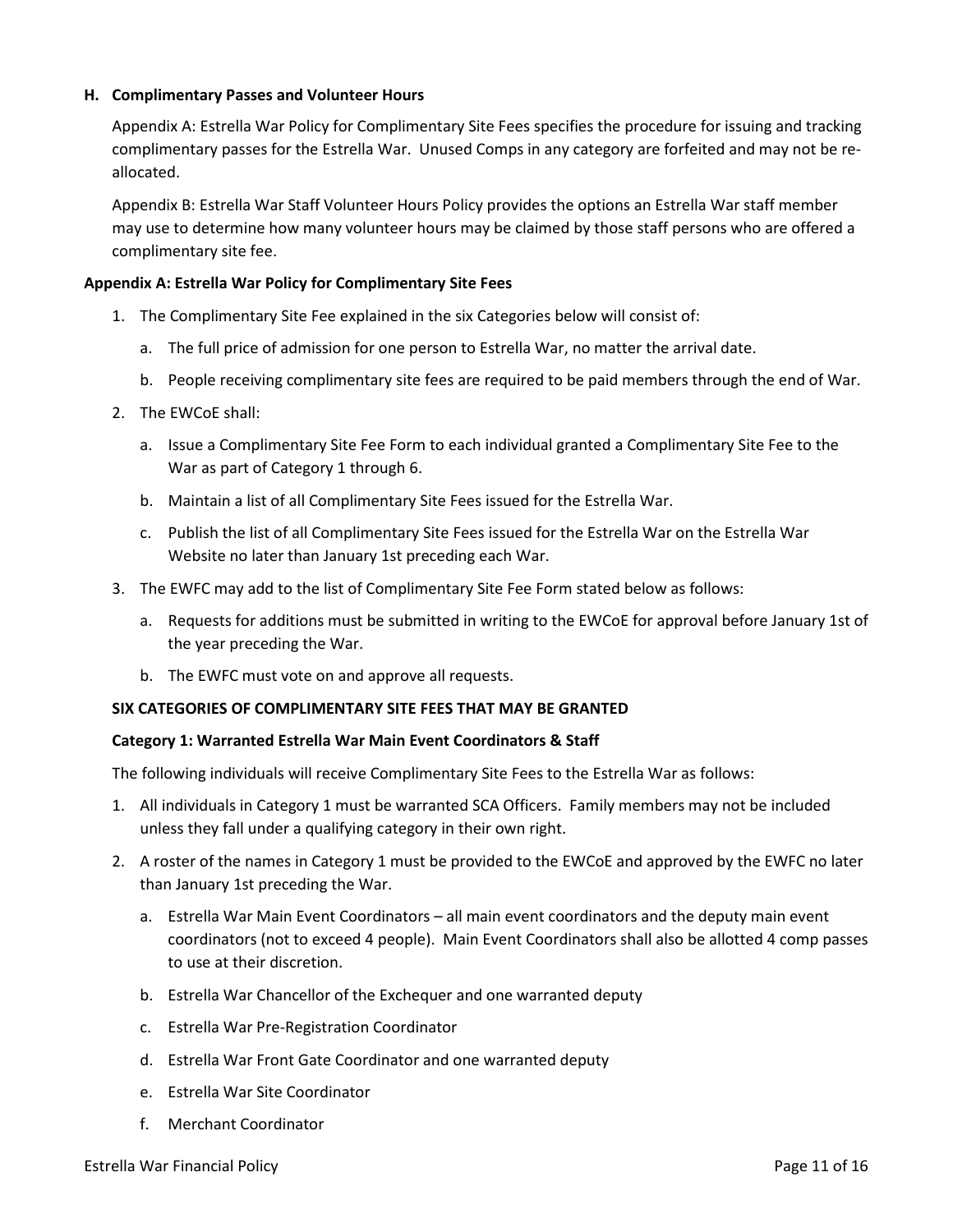### H. Complimentary Passes and Volunteer Hours

Appendix A: Estrella War Policy for Complimentary Site Fees specifies the procedure for issuing and tracking complimentary passes for the Estrella War. Unused Comps in any category are forfeited and may not be re-allocated.

Appendix B: Estrella War Staff Volunteer Hours Policy provides the options an Estrella War staff member may use to determine how many volunteer hours may be claimed by those staff persons who are offered a complimentary site fee.

## Appendix A: Estrella War Policy for Complimentary Site Fees

1. The Complimentary Site Fee explained in the six Categories below will consist of:
   a. The full price of admission for one person to Estrella War, no matter the arrival date.
   b. People receiving complimentary site fees are required to be paid members through the end of War.
2. The EWCoE shall:
   a. Issue a Complimentary Site Fee Form to each individual granted a Complimentary Site Fee to the War as part of Category 1 through 6.
   b. Maintain a list of all Complimentary Site Fees issued for the Estrella War.
   c. Publish the list of all Complimentary Site Fees issued for the Estrella War on the Estrella War Website no later than January 1st preceding each War.
3. The EWFC may add to the list of Complimentary Site Fee Form stated below as follows:
   a. Requests for additions must be submitted in writing to the EWCoE for approval before January 1st of the year preceding the War.
   b. The EWFC must vote on and approve all requests.

### SIX CATEGORIES OF COMPLIMENTARY SITE FEES THAT MAY BE GRANTED

#### Category 1: Warranted Estrella War Main Event Coordinators & Staff

The following individuals will receive Complimentary Site Fees to the Estrella War as follows:

1. All individuals in Category 1 must be warranted SCA Officers. Family members may not be included unless they fall under a qualifying category in their own right.
2. A roster of the names in Category 1 must be provided to the EWCoE and approved by the EWFC no later than January 1st preceding the War.
   a. Estrella War Main Event Coordinators – all main event coordinators and the deputy main event coordinators (not to exceed 4 people). Main Event Coordinators shall also be allotted 4 comp passes to use at their discretion.
   b. Estrella War Chancellor of the Exchequer and one warranted deputy
   c. Estrella War Pre-Registration Coordinator
   d. Estrella War Front Gate Coordinator and one warranted deputy
   e. Estrella War Site Coordinator
   f. Merchant Coordinator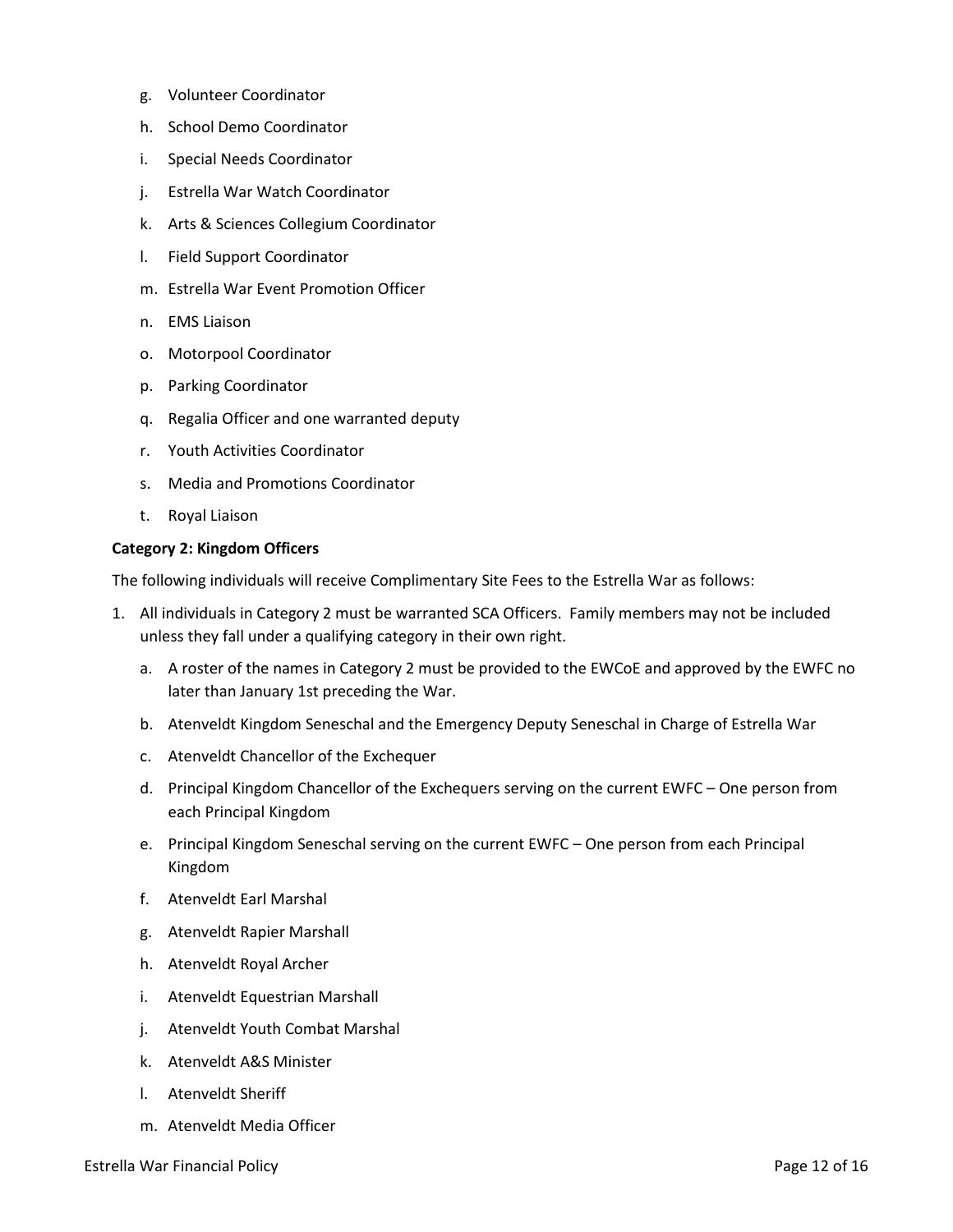g. Volunteer Coordinator
h. School Demo Coordinator
i. Special Needs Coordinator
j. Estrella War Watch Coordinator
k. Arts & Sciences Collegium Coordinator
l. Field Support Coordinator
m. Estrella War Event Promotion Officer
n. EMS Liaison
o. Motorpool Coordinator
p. Parking Coordinator
q. Regalia Officer and one warranted deputy
r. Youth Activities Coordinator
s. Media and Promotions Coordinator
t. Royal Liaison

**Category 2: Kingdom Officers**

The following individuals will receive Complimentary Site Fees to the Estrella War as follows:

1. All individuals in Category 2 must be warranted SCA Officers. Family members may not be included unless they fall under a qualifying category in their own right.
    a. A roster of the names in Category 2 must be provided to the EWCoE and approved by the EWFC no later than January 1st preceding the War.
    b. Atenveldt Kingdom Seneschal and the Emergency Deputy Seneschal in Charge of Estrella War
    c. Atenveldt Chancellor of the Exchequer
    d. Principal Kingdom Chancellor of the Exchequers serving on the current EWFC – One person from each Principal Kingdom
    e. Principal Kingdom Seneschal serving on the current EWFC – One person from each Principal Kingdom
    f. Atenveldt Earl Marshal
    g. Atenveldt Rapier Marshall
    h. Atenveldt Royal Archer
    i. Atenveldt Equestrian Marshall
    j. Atenveldt Youth Combat Marshal
    k. Atenveldt A&S Minister
    l. Atenveldt Sheriff
    m. Atenveldt Media Officer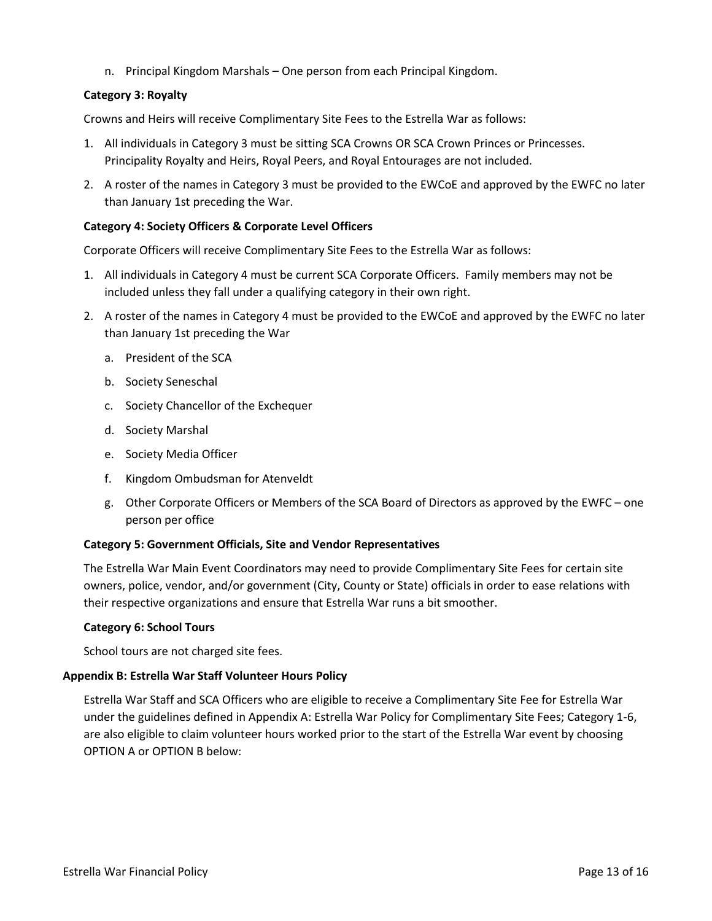n. Principal Kingdom Marshals – One person from each Principal Kingdom.

**Category 3: Royalty**

Crowns and Heirs will receive Complimentary Site Fees to the Estrella War as follows:

1. All individuals in Category 3 must be sitting SCA Crowns OR SCA Crown Princes or Princesses. Principality Royalty and Heirs, Royal Peers, and Royal Entourages are not included.
2. A roster of the names in Category 3 must be provided to the EWCoE and approved by the EWFC no later than January 1st preceding the War.

**Category 4: Society Officers & Corporate Level Officers**

Corporate Officers will receive Complimentary Site Fees to the Estrella War as follows:

1. All individuals in Category 4 must be current SCA Corporate Officers. Family members may not be included unless they fall under a qualifying category in their own right.
2. A roster of the names in Category 4 must be provided to the EWCoE and approved by the EWFC no later than January 1st preceding the War
   a. President of the SCA
   b. Society Seneschal
   c. Society Chancellor of the Exchequer
   d. Society Marshal
   e. Society Media Officer
   f. Kingdom Ombudsman for Atenveldt
   g. Other Corporate Officers or Members of the SCA Board of Directors as approved by the EWFC – one person per office

**Category 5: Government Officials, Site and Vendor Representatives**

The Estrella War Main Event Coordinators may need to provide Complimentary Site Fees for certain site owners, police, vendor, and/or government (City, County or State) officials in order to ease relations with their respective organizations and ensure that Estrella War runs a bit smoother.

**Category 6: School Tours**

School tours are not charged site fees.

**Appendix B: Estrella War Staff Volunteer Hours Policy**

Estrella War Staff and SCA Officers who are eligible to receive a Complimentary Site Fee for Estrella War under the guidelines defined in Appendix A: Estrella War Policy for Complimentary Site Fees; Category 1-6, are also eligible to claim volunteer hours worked prior to the start of the Estrella War event by choosing OPTION A or OPTION B below: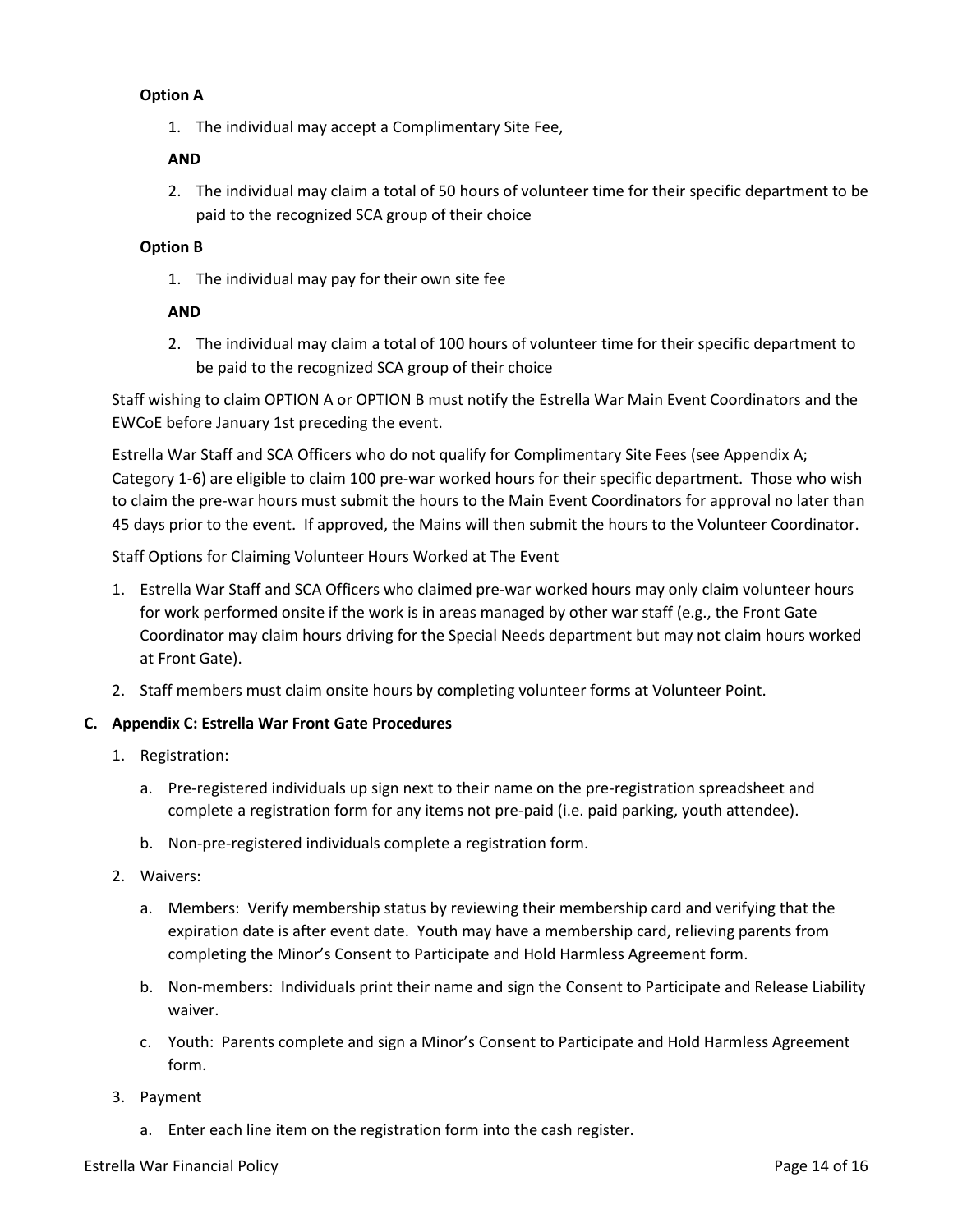**Option A**

1. The individual may accept a Complimentary Site Fee,

   **AND**

2. The individual may claim a total of 50 hours of volunteer time for their specific department to be paid to the recognized SCA group of their choice

**Option B**

1. The individual may pay for their own site fee

   **AND**

2. The individual may claim a total of 100 hours of volunteer time for their specific department to be paid to the recognized SCA group of their choice

Staff wishing to claim OPTION A or OPTION B must notify the Estrella War Main Event Coordinators and the EWCoE before January 1st preceding the event.

Estrella War Staff and SCA Officers who do not qualify for Complimentary Site Fees (see Appendix A; Category 1-6) are eligible to claim 100 pre-war worked hours for their specific department. Those who wish to claim the pre-war hours must submit the hours to the Main Event Coordinators for approval no later than 45 days prior to the event. If approved, the Mains will then submit the hours to the Volunteer Coordinator.

Staff Options for Claiming Volunteer Hours Worked at The Event

1. Estrella War Staff and SCA Officers who claimed pre-war worked hours may only claim volunteer hours for work performed onsite if the work is in areas managed by other war staff (e.g., the Front Gate Coordinator may claim hours driving for the Special Needs department but may not claim hours worked at Front Gate).
2. Staff members must claim onsite hours by completing volunteer forms at Volunteer Point.

### C. Appendix C: Estrella War Front Gate Procedures

1. Registration:
   a. Pre-registered individuals up sign next to their name on the pre-registration spreadsheet and complete a registration form for any items not pre-paid (i.e. paid parking, youth attendee).
   b. Non-pre-registered individuals complete a registration form.
2. Waivers:
   a. Members: Verify membership status by reviewing their membership card and verifying that the expiration date is after event date. Youth may have a membership card, relieving parents from completing the Minor's Consent to Participate and Hold Harmless Agreement form.
   b. Non-members: Individuals print their name and sign the Consent to Participate and Release Liability waiver.
   c. Youth: Parents complete and sign a Minor's Consent to Participate and Hold Harmless Agreement form.
3. Payment
   a. Enter each line item on the registration form into the cash register.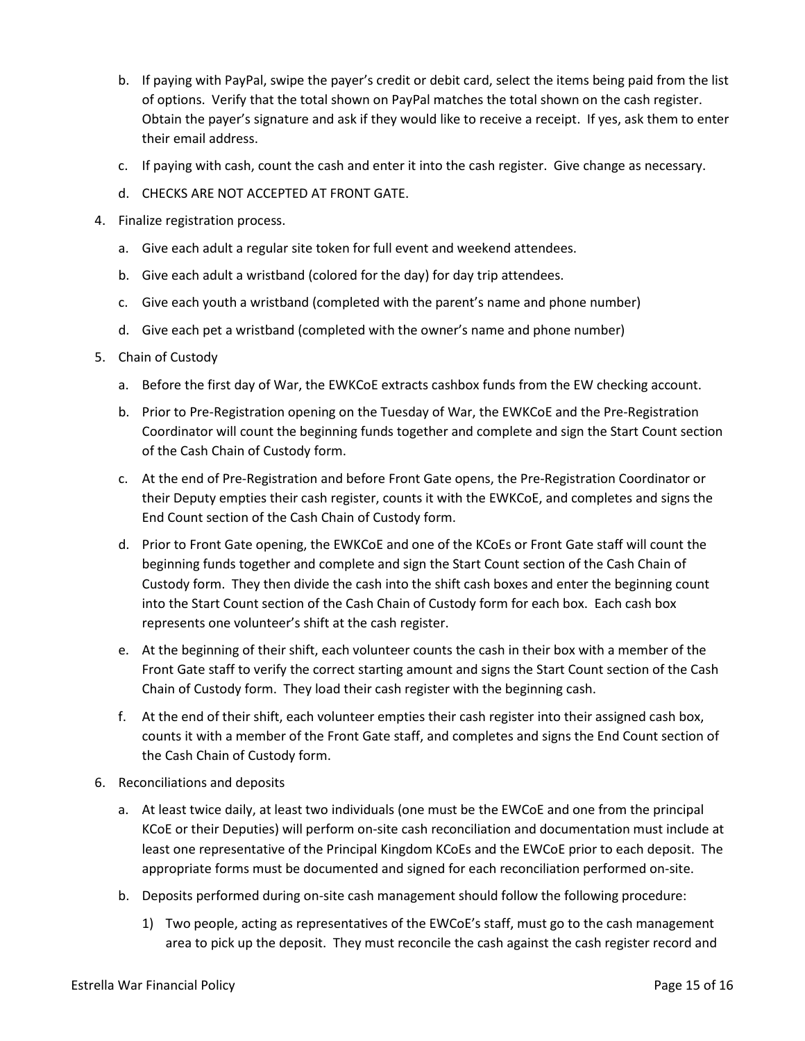b. If paying with PayPal, swipe the payer's credit or debit card, select the items being paid from the list of options. Verify that the total shown on PayPal matches the total shown on the cash register. Obtain the payer's signature and ask if they would like to receive a receipt. If yes, ask them to enter their email address.

c. If paying with cash, count the cash and enter it into the cash register. Give change as necessary.

d. CHECKS ARE NOT ACCEPTED AT FRONT GATE.

4. Finalize registration process.

   a. Give each adult a regular site token for full event and weekend attendees.

   b. Give each adult a wristband (colored for the day) for day trip attendees.

   c. Give each youth a wristband (completed with the parent's name and phone number)

   d. Give each pet a wristband (completed with the owner's name and phone number)

5. Chain of Custody

   a. Before the first day of War, the EWKCoE extracts cashbox funds from the EW checking account.

   b. Prior to Pre-Registration opening on the Tuesday of War, the EWKCoE and the Pre-Registration Coordinator will count the beginning funds together and complete and sign the Start Count section of the Cash Chain of Custody form.

   c. At the end of Pre-Registration and before Front Gate opens, the Pre-Registration Coordinator or their Deputy empties their cash register, counts it with the EWKCoE, and completes and signs the End Count section of the Cash Chain of Custody form.

   d. Prior to Front Gate opening, the EWKCoE and one of the KCoEs or Front Gate staff will count the beginning funds together and complete and sign the Start Count section of the Cash Chain of Custody form. They then divide the cash into the shift cash boxes and enter the beginning count into the Start Count section of the Cash Chain of Custody form for each box. Each cash box represents one volunteer's shift at the cash register.

   e. At the beginning of their shift, each volunteer counts the cash in their box with a member of the Front Gate staff to verify the correct starting amount and signs the Start Count section of the Cash Chain of Custody form. They load their cash register with the beginning cash.

   f. At the end of their shift, each volunteer empties their cash register into their assigned cash box, counts it with a member of the Front Gate staff, and completes and signs the End Count section of the Cash Chain of Custody form.

6. Reconciliations and deposits

   a. At least twice daily, at least two individuals (one must be the EWCoE and one from the principal KCoE or their Deputies) will perform on-site cash reconciliation and documentation must include at least one representative of the Principal Kingdom KCoEs and the EWCoE prior to each deposit. The appropriate forms must be documented and signed for each reconciliation performed on-site.

   b. Deposits performed during on-site cash management should follow the following procedure:

      1) Two people, acting as representatives of the EWCoE's staff, must go to the cash management area to pick up the deposit. They must reconcile the cash against the cash register record and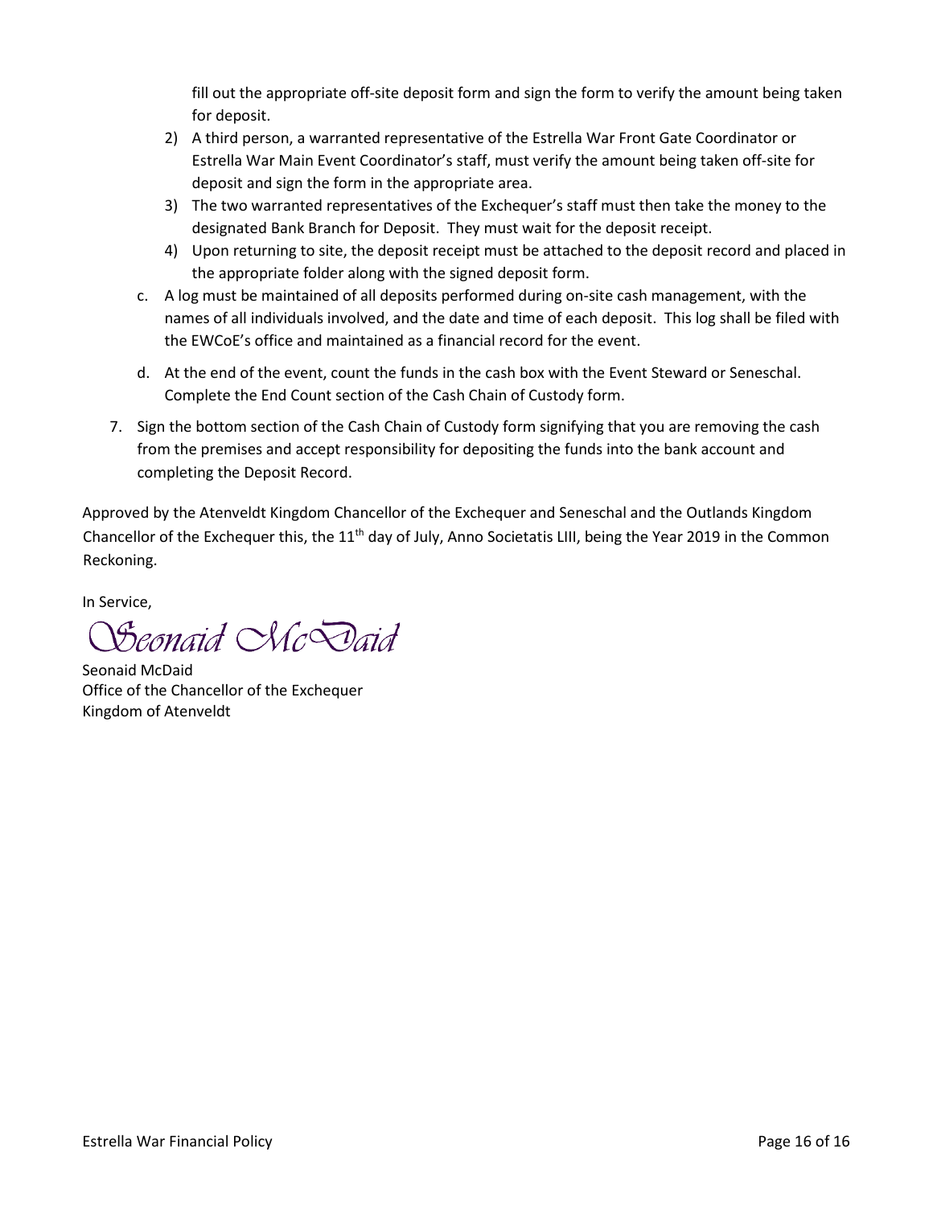fill out the appropriate off-site deposit form and sign the form to verify the amount being taken for deposit.

2) A third person, a warranted representative of the Estrella War Front Gate Coordinator or Estrella War Main Event Coordinator's staff, must verify the amount being taken off-site for deposit and sign the form in the appropriate area.
3) The two warranted representatives of the Exchequer's staff must then take the money to the designated Bank Branch for Deposit. They must wait for the deposit receipt.
4) Upon returning to site, the deposit receipt must be attached to the deposit record and placed in the appropriate folder along with the signed deposit form.

c. A log must be maintained of all deposits performed during on-site cash management, with the names of all individuals involved, and the date and time of each deposit. This log shall be filed with the EWCoE's office and maintained as a financial record for the event.

d. At the end of the event, count the funds in the cash box with the Event Steward or Seneschal. Complete the End Count section of the Cash Chain of Custody form.

7. Sign the bottom section of the Cash Chain of Custody form signifying that you are removing the cash from the premises and accept responsibility for depositing the funds into the bank account and completing the Deposit Record.

Approved by the Atenveldt Kingdom Chancellor of the Exchequer and Seneschal and the Outlands Kingdom Chancellor of the Exchequer this, the 11th day of July, Anno Societatis LIII, being the Year 2019 in the Common Reckoning.

In Service,

*Seonaid McDaid*

Seonaid McDaid
Office of the Chancellor of the Exchequer
Kingdom of Atenveldt